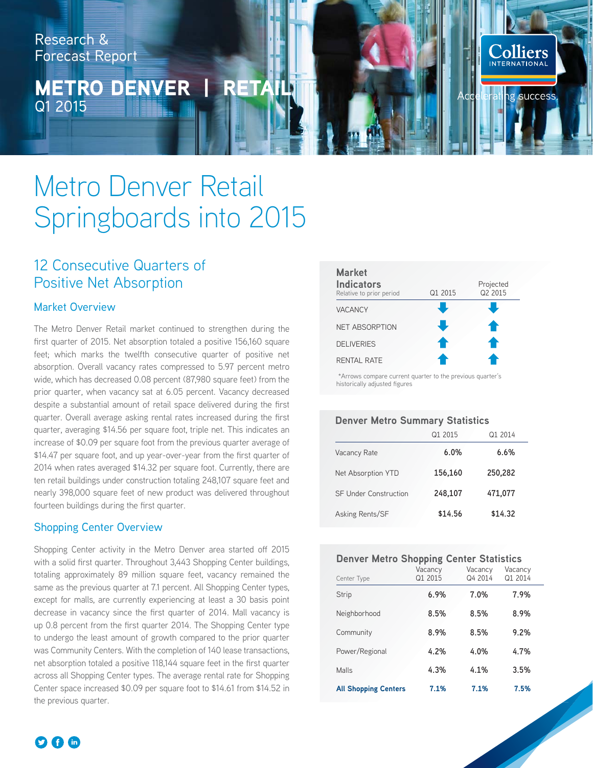Research & Forecast Report

# METRO DENVER | RETAIL
Q1 2015

Colliers INTERNATIONAL

Accelerating success.

# Metro Denver Retail Springboards into 2015

## 12 Consecutive Quarters of Positive Net Absorption

### Market Overview

The Metro Denver Retail market continued to strengthen during the first quarter of 2015. Net absorption totaled a positive 156,160 square feet; which marks the twelfth consecutive quarter of positive net absorption. Overall vacancy rates compressed to 5.97 percent metro wide, which has decreased 0.08 percent (87,980 square feet) from the prior quarter, when vacancy sat at 6.05 percent. Vacancy decreased despite a substantial amount of retail space delivered during the first quarter. Overall average asking rental rates increased during the first quarter, averaging $14.56 per square foot, triple net. This indicates an increase of $0.09 per square foot from the previous quarter average of $14.47 per square foot, and up year-over-year from the first quarter of 2014 when rates averaged $14.32 per square foot. Currently, there are ten retail buildings under construction totaling 248,107 square feet and nearly 398,000 square feet of new product was delivered throughout fourteen buildings during the first quarter.

### Shopping Center Overview

Shopping Center activity in the Metro Denver area started off 2015 with a solid first quarter. Throughout 3,443 Shopping Center buildings, totaling approximately 89 million square feet, vacancy remained the same as the previous quarter at 7.1 percent. All Shopping Center types, except for malls, are currently experiencing at least a 30 basis point decrease in vacancy since the first quarter of 2014. Mall vacancy is up 0.8 percent from the first quarter 2014. The Shopping Center type to undergo the least amount of growth compared to the prior quarter was Community Centers. With the completion of 140 lease transactions, net absorption totaled a positive 118,144 square feet in the first quarter across all Shopping Center types. The average rental rate for Shopping Center space increased $0.09 per square foot to $14.61 from $14.52 in the previous quarter.

### Market Indicators

| Relative to prior period | Q1 2015 | Projected Q2 2015 |
|---|---|---|
| VACANCY | ↓ | ↓ |
| NET ABSORPTION | ↓ | ↑ |
| DELIVERIES | ↑ | ↑ |
| RENTAL RATE | ↑ | ↑ |

*Arrows compare current quarter to the previous quarter's historically adjusted figures

### Denver Metro Summary Statistics

| | Q1 2015 | Q1 2014 |
|---|---|---|
| Vacancy Rate | 6.0% | 6.6% |
| Net Absorption YTD | 156,160 | 250,282 |
| SF Under Construction | 248,107 | 471,077 |
| Asking Rents/SF | $14.56 | $14.32 |

### Denver Metro Shopping Center Statistics

| Center Type | Vacancy Q1 2015 | Vacancy Q4 2014 | Vacancy Q1 2014 |
|---|---|---|---|
| Strip | 6.9% | 7.0% | 7.9% |
| Neighborhood | 8.5% | 8.5% | 8.9% |
| Community | 8.9% | 8.5% | 9.2% |
| Power/Regional | 4.2% | 4.0% | 4.7% |
| Malls | 4.3% | 4.1% | 3.5% |
| **All Shopping Centers** | **7.1%** | **7.1%** | **7.5%** |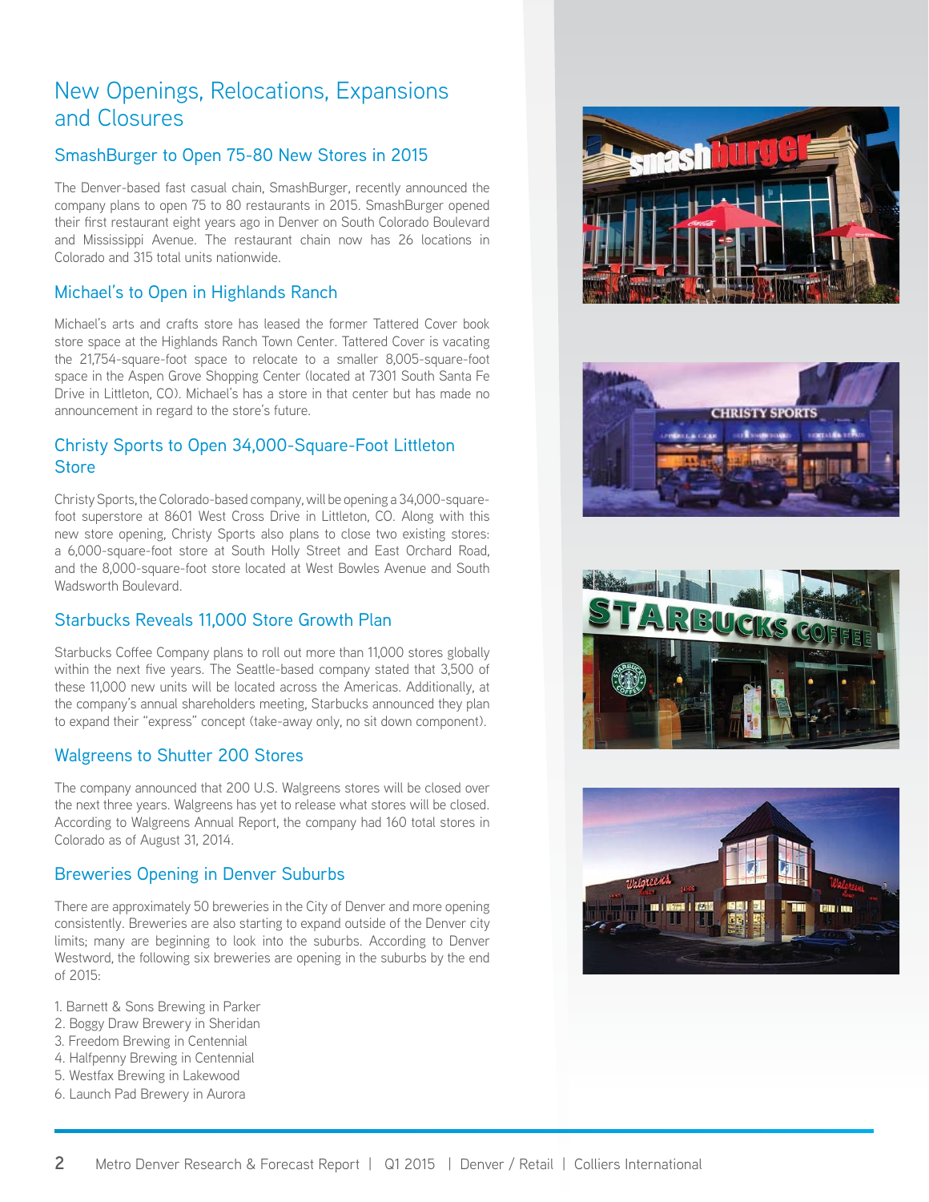# New Openings, Relocations, Expansions and Closures

## SmashBurger to Open 75-80 New Stores in 2015

The Denver-based fast casual chain, SmashBurger, recently announced the company plans to open 75 to 80 restaurants in 2015. SmashBurger opened their first restaurant eight years ago in Denver on South Colorado Boulevard and Mississippi Avenue. The restaurant chain now has 26 locations in Colorado and 315 total units nationwide.

## Michael's to Open in Highlands Ranch

Michael's arts and crafts store has leased the former Tattered Cover book store space at the Highlands Ranch Town Center. Tattered Cover is vacating the 21,754-square-foot space to relocate to a smaller 8,005-square-foot space in the Aspen Grove Shopping Center (located at 7301 South Santa Fe Drive in Littleton, CO). Michael's has a store in that center but has made no announcement in regard to the store's future.

## Christy Sports to Open 34,000-Square-Foot Littleton Store

Christy Sports, the Colorado-based company, will be opening a 34,000-square-foot superstore at 8601 West Cross Drive in Littleton, CO. Along with this new store opening, Christy Sports also plans to close two existing stores: a 6,000-square-foot store at South Holly Street and East Orchard Road, and the 8,000-square-foot store located at West Bowles Avenue and South Wadsworth Boulevard.

## Starbucks Reveals 11,000 Store Growth Plan

Starbucks Coffee Company plans to roll out more than 11,000 stores globally within the next five years. The Seattle-based company stated that 3,500 of these 11,000 new units will be located across the Americas. Additionally, at the company's annual shareholders meeting, Starbucks announced they plan to expand their "express" concept (take-away only, no sit down component).

## Walgreens to Shutter 200 Stores

The company announced that 200 U.S. Walgreens stores will be closed over the next three years. Walgreens has yet to release what stores will be closed. According to Walgreens Annual Report, the company had 160 total stores in Colorado as of August 31, 2014.

## Breweries Opening in Denver Suburbs

There are approximately 50 breweries in the City of Denver and more opening consistently. Breweries are also starting to expand outside of the Denver city limits; many are beginning to look into the suburbs. According to Denver Westword, the following six breweries are opening in the suburbs by the end of 2015:

1. Barnett & Sons Brewing in Parker
2. Boggy Draw Brewery in Sheridan
3. Freedom Brewing in Centennial
4. Halfpenny Brewing in Centennial
5. Westfax Brewing in Lakewood
6. Launch Pad Brewery in Aurora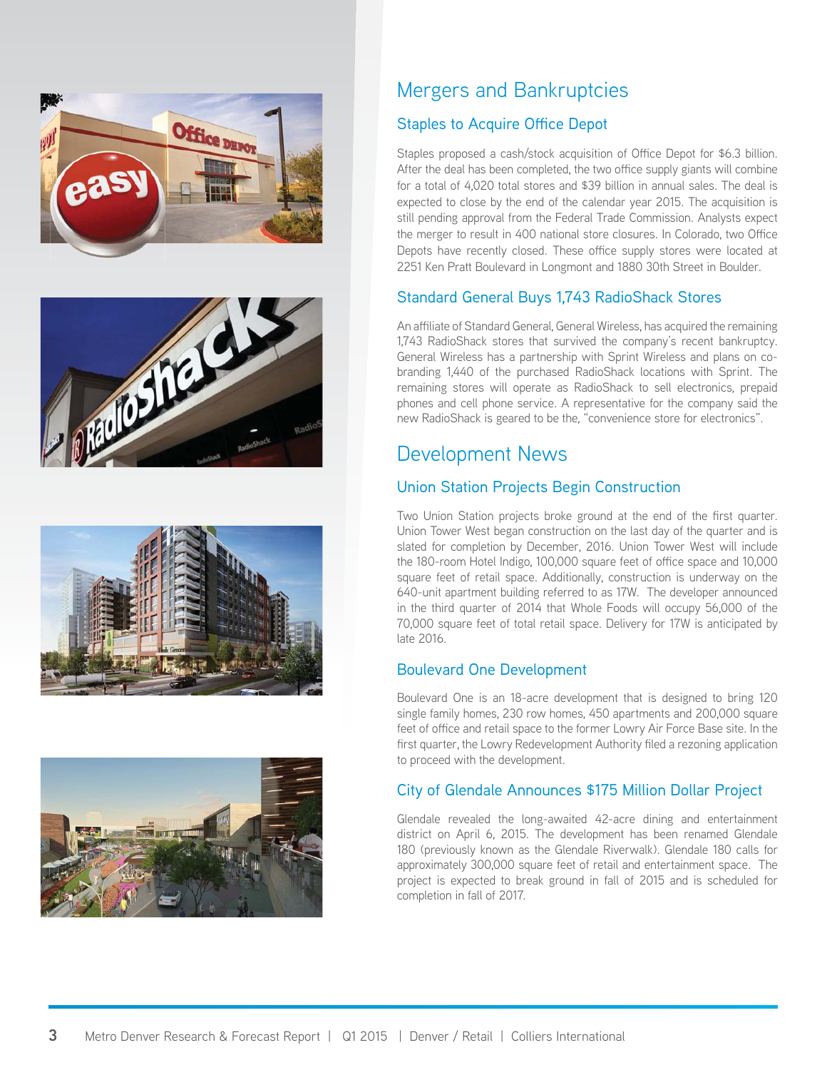## Mergers and Bankruptcies

### Staples to Acquire Office Depot

Staples proposed a cash/stock acquisition of Office Depot for $6.3 billion. After the deal has been completed, the two office supply giants will combine for a total of 4,020 total stores and $39 billion in annual sales. The deal is expected to close by the end of the calendar year 2015. The acquisition is still pending approval from the Federal Trade Commission. Analysts expect the merger to result in 400 national store closures. In Colorado, two Office Depots have recently closed. These office supply stores were located at 2251 Ken Pratt Boulevard in Longmont and 1880 30th Street in Boulder.

### Standard General Buys 1,743 RadioShack Stores

An affiliate of Standard General, General Wireless, has acquired the remaining 1,743 RadioShack stores that survived the company's recent bankruptcy. General Wireless has a partnership with Sprint Wireless and plans on co-branding 1,440 of the purchased RadioShack locations with Sprint. The remaining stores will operate as RadioShack to sell electronics, prepaid phones and cell phone service. A representative for the company said the new RadioShack is geared to be the, "convenience store for electronics".

## Development News

### Union Station Projects Begin Construction

Two Union Station projects broke ground at the end of the first quarter. Union Tower West began construction on the last day of the quarter and is slated for completion by December, 2016. Union Tower West will include the 180-room Hotel Indigo, 100,000 square feet of office space and 10,000 square feet of retail space. Additionally, construction is underway on the 640-unit apartment building referred to as 17W. The developer announced in the third quarter of 2014 that Whole Foods will occupy 56,000 of the 70,000 square feet of total retail space. Delivery for 17W is anticipated by late 2016.

### Boulevard One Development

Boulevard One is an 18-acre development that is designed to bring 120 single family homes, 230 row homes, 450 apartments and 200,000 square feet of office and retail space to the former Lowry Air Force Base site. In the first quarter, the Lowry Redevelopment Authority filed a rezoning application to proceed with the development.

### City of Glendale Announces $175 Million Dollar Project

Glendale revealed the long-awaited 42-acre dining and entertainment district on April 6, 2015. The development has been renamed Glendale 180 (previously known as the Glendale Riverwalk). Glendale 180 calls for approximately 300,000 square feet of retail and entertainment space. The project is expected to break ground in fall of 2015 and is scheduled for completion in fall of 2017.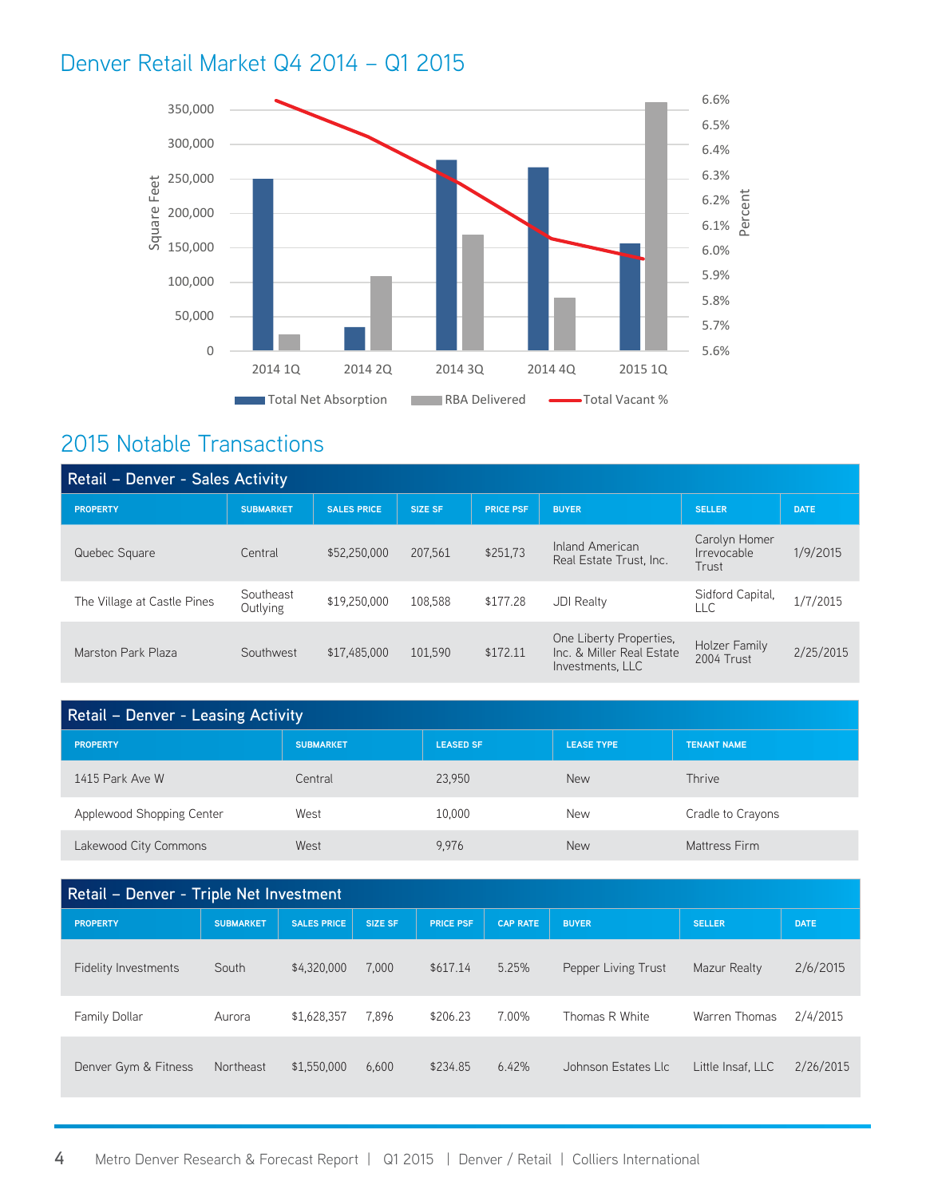## Denver Retail Market Q4 2014 – Q1 2015

Square Feet

Percent

2014 1Q | 2014 2Q | 2014 3Q | 2014 4Q | 2015 1Q

Total Net Absorption | RBA Delivered | Total Vacant %

## 2015 Notable Transactions

**Retail – Denver - Sales Activity**

| PROPERTY | SUBMARKET | SALES PRICE | SIZE SF | PRICE PSF | BUYER | SELLER | DATE |
|---|---|---|---|---|---|---|---|
| Quebec Square | Central | $52,250,000 | 207,561 | $251,73 | Inland American Real Estate Trust, Inc. | Carolyn Homer Irrevocable Trust | 1/9/2015 |
| The Village at Castle Pines | Southeast Outlying | $19,250,000 | 108,588 | $177.28 | JDI Realty | Sidford Capital, LLC | 1/7/2015 |
| Marston Park Plaza | Southwest | $17,485,000 | 101,590 | $172.11 | One Liberty Properties, Inc. & Miller Real Estate Investments, LLC | Holzer Family 2004 Trust | 2/25/2015 |

**Retail – Denver - Leasing Activity**

| PROPERTY | SUBMARKET | LEASED SF | LEASE TYPE | TENANT NAME |
|---|---|---|---|---|
| 1415 Park Ave W | Central | 23,950 | New | Thrive |
| Applewood Shopping Center | West | 10,000 | New | Cradle to Crayons |
| Lakewood City Commons | West | 9,976 | New | Mattress Firm |

**Retail – Denver - Triple Net Investment**

| PROPERTY | SUBMARKET | SALES PRICE | SIZE SF | PRICE PSF | CAP RATE | BUYER | SELLER | DATE |
|---|---|---|---|---|---|---|---|---|
| Fidelity Investments | South | $4,320,000 | 7,000 | $617.14 | 5.25% | Pepper Living Trust | Mazur Realty | 2/6/2015 |
| Family Dollar | Aurora | $1,628,357 | 7,896 | $206.23 | 7.00% | Thomas R White | Warren Thomas | 2/4/2015 |
| Denver Gym & Fitness | Northeast | $1,550,000 | 6,600 | $234.85 | 6.42% | Johnson Estates Llc | Little Insaf, LLC | 2/26/2015 |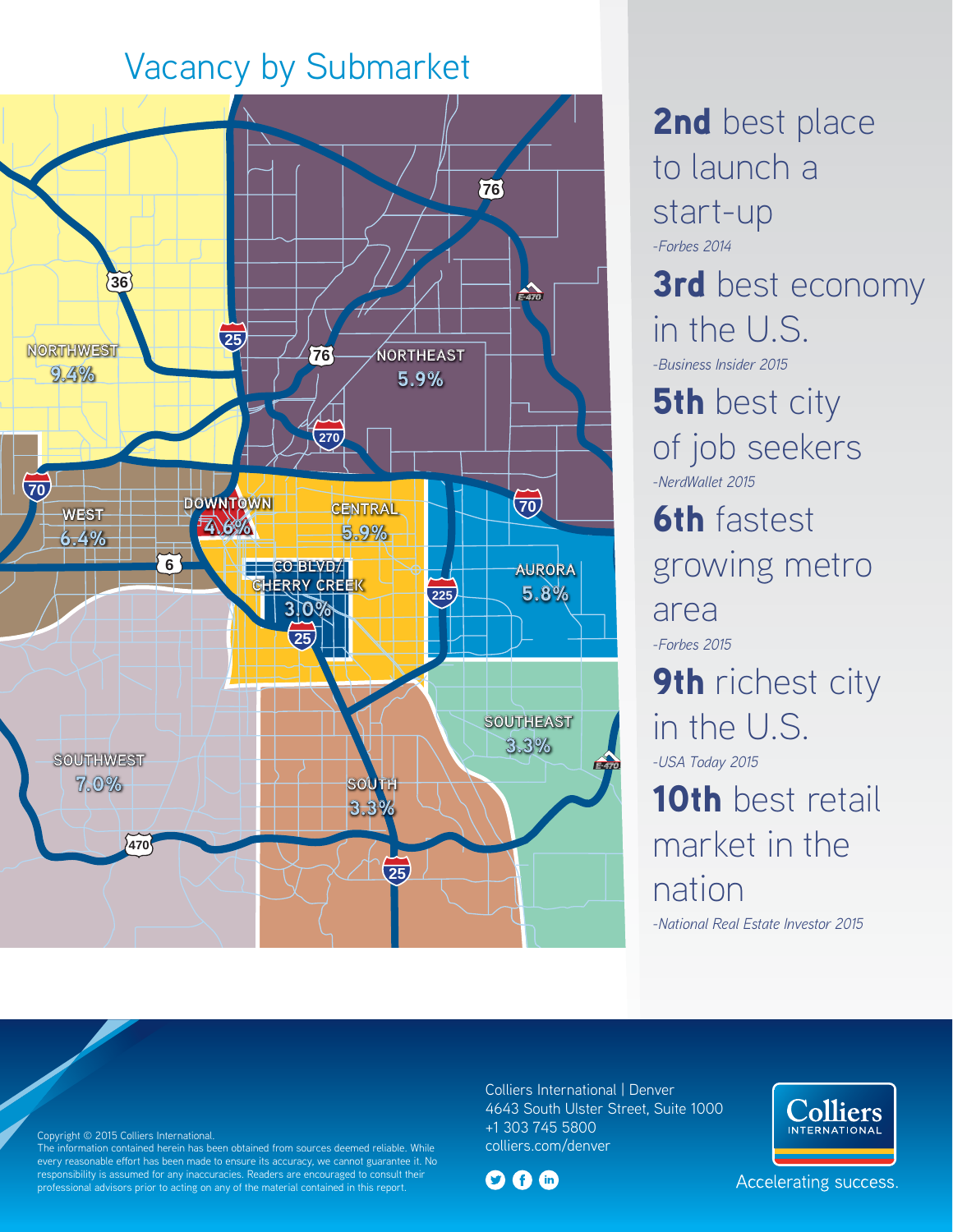## Vacancy by Submarket

NORTHWEST 9.4%

NORTHEAST 5.9%

WEST 6.4%

DOWNTOWN 4.6%

CENTRAL 5.9%

CO BLVD/ CHERRY CREEK 3.0%

AURORA 5.8%

SOUTHEAST 3.3%

SOUTHWEST 7.0%

SOUTH 3.3%

**2nd** best place to launch a start-up
*-Forbes 2014*

**3rd** best economy in the U.S.
*-Business Insider 2015*

**5th** best city of job seekers
*-NerdWallet 2015*

**6th** fastest growing metro area
*-Forbes 2015*

**9th** richest city in the U.S.
*-USA Today 2015*

**10th** best retail market in the nation
*-National Real Estate Investor 2015*

Copyright © 2015 Colliers International.
The information contained herein has been obtained from sources deemed reliable. While every reasonable effort has been made to ensure its accuracy, we cannot guarantee it. No responsibility is assumed for any inaccuracies. Readers are encouraged to consult their professional advisors prior to acting on any of the material contained in this report.

Colliers International | Denver
4643 South Ulster Street, Suite 1000
+1 303 745 5800
colliers.com/denver

Colliers INTERNATIONAL

Accelerating success.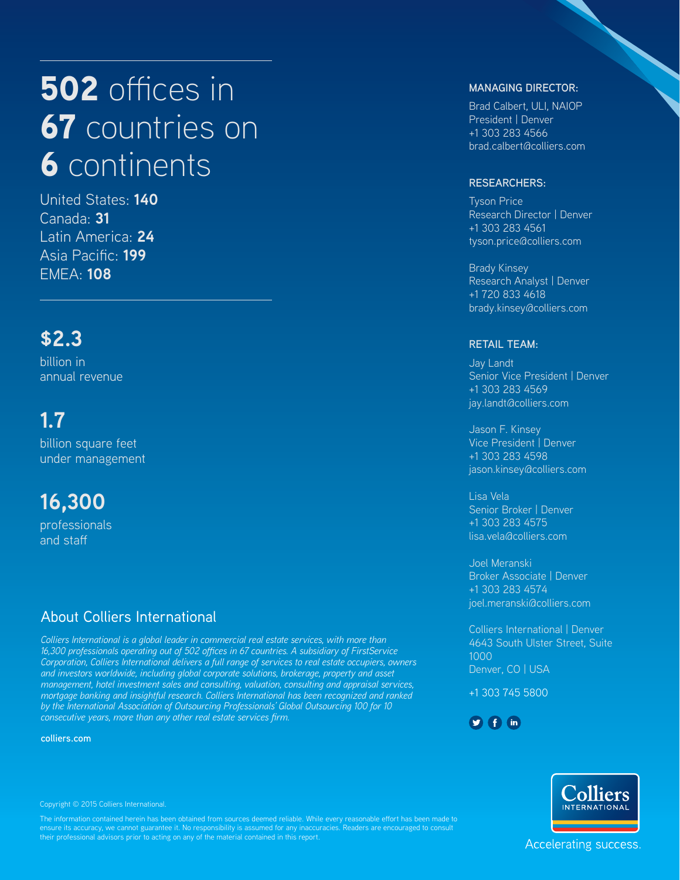# **502** offices in **67** countries on **6** continents

United States: **140**
Canada: **31**
Latin America: **24**
Asia Pacific: **199**
EMEA: **108**

**$2.3**
billion in annual revenue

**1.7**
billion square feet under management

**16,300**
professionals and staff

## About Colliers International

*Colliers International is a global leader in commercial real estate services, with more than 16,300 professionals operating out of 502 offices in 67 countries. A subsidiary of FirstService Corporation, Colliers International delivers a full range of services to real estate occupiers, owners and investors worldwide, including global corporate solutions, brokerage, property and asset management, hotel investment sales and consulting, valuation, consulting and appraisal services, mortgage banking and insightful research. Colliers International has been recognized and ranked by the International Association of Outsourcing Professionals' Global Outsourcing 100 for 10 consecutive years, more than any other real estate services firm.*

**colliers.com**

### MANAGING DIRECTOR:

Brad Calbert, ULI, NAIOP
President | Denver
+1 303 283 4566
brad.calbert@colliers.com

### RESEARCHERS:

Tyson Price
Research Director | Denver
+1 303 283 4561
tyson.price@colliers.com

Brady Kinsey
Research Analyst | Denver
+1 720 833 4618
brady.kinsey@colliers.com

### RETAIL TEAM:

Jay Landt
Senior Vice President | Denver
+1 303 283 4569
jay.landt@colliers.com

Jason F. Kinsey
Vice President | Denver
+1 303 283 4598
jason.kinsey@colliers.com

Lisa Vela
Senior Broker | Denver
+1 303 283 4575
lisa.vela@colliers.com

Joel Meranski
Broker Associate | Denver
+1 303 283 4574
joel.meranski@colliers.com

Colliers International | Denver
4643 South Ulster Street, Suite 1000
Denver, CO | USA

+1 303 745 5800

Copyright © 2015 Colliers International.

The information contained herein has been obtained from sources deemed reliable. While every reasonable effort has been made to ensure its accuracy, we cannot guarantee it. No responsibility is assumed for any inaccuracies. Readers are encouraged to consult their professional advisors prior to acting on any of the material contained in this report.

Colliers INTERNATIONAL

Accelerating success.